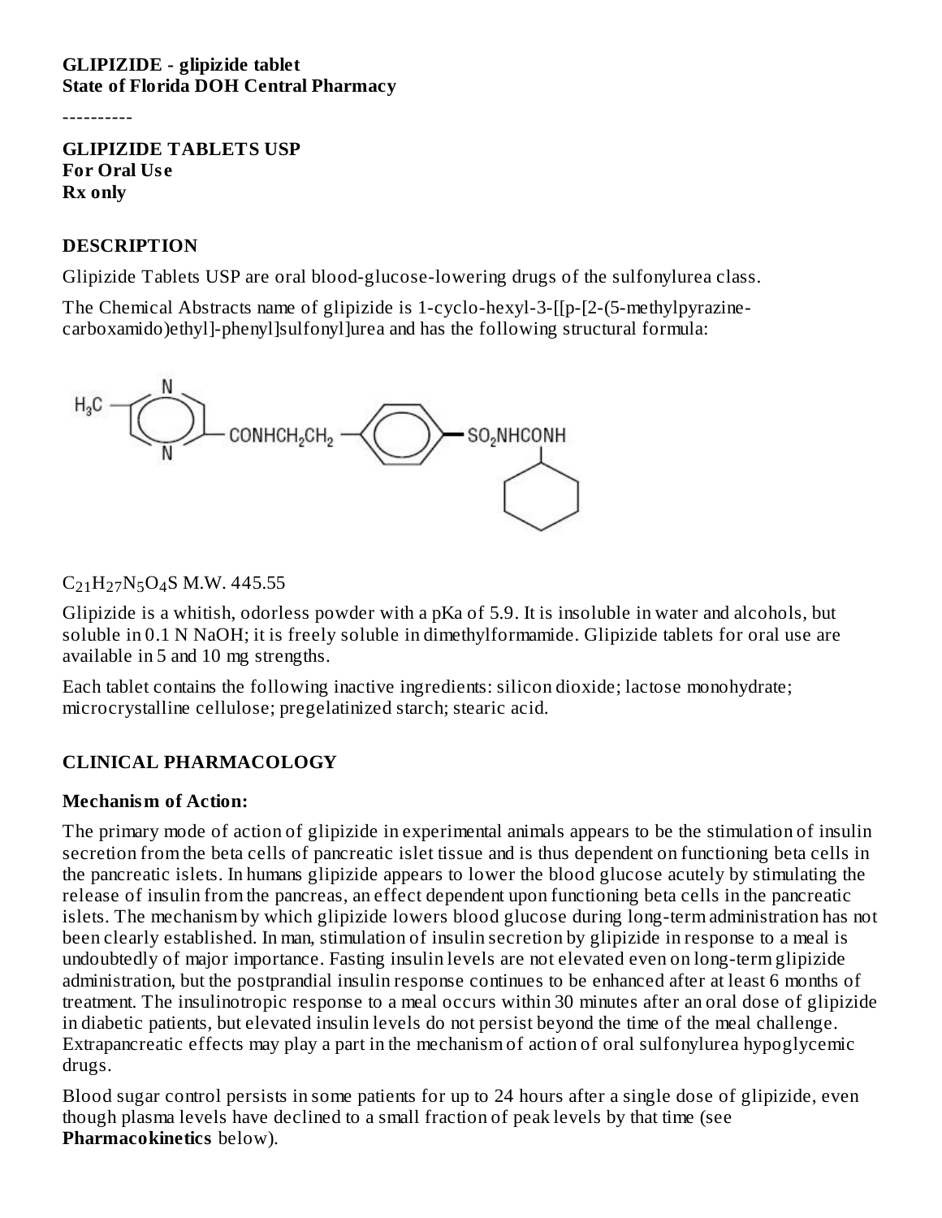**GLIPIZIDE - glipizide tablet**
**State of Florida DOH Central Pharmacy**

----------

**GLIPIZIDE TABLETS USP**
**For Oral Use**
**Rx only**

## DESCRIPTION

Glipizide Tablets USP are oral blood-glucose-lowering drugs of the sulfonylurea class.

The Chemical Abstracts name of glipizide is 1-cyclo-hexyl-3-[[p-[2-(5-methylpyrazine-carboxamido)ethyl]-phenyl]sulfonyl]urea and has the following structural formula:

$C_{21}H_{27}N_5O_4S$ M.W. 445.55

Glipizide is a whitish, odorless powder with a pKa of 5.9. It is insoluble in water and alcohols, but soluble in 0.1 N NaOH; it is freely soluble in dimethylformamide. Glipizide tablets for oral use are available in 5 and 10 mg strengths.

Each tablet contains the following inactive ingredients: silicon dioxide; lactose monohydrate; microcrystalline cellulose; pregelatinized starch; stearic acid.

## CLINICAL PHARMACOLOGY

### Mechanism of Action:

The primary mode of action of glipizide in experimental animals appears to be the stimulation of insulin secretion from the beta cells of pancreatic islet tissue and is thus dependent on functioning beta cells in the pancreatic islets. In humans glipizide appears to lower the blood glucose acutely by stimulating the release of insulin from the pancreas, an effect dependent upon functioning beta cells in the pancreatic islets. The mechanism by which glipizide lowers blood glucose during long-term administration has not been clearly established. In man, stimulation of insulin secretion by glipizide in response to a meal is undoubtedly of major importance. Fasting insulin levels are not elevated even on long-term glipizide administration, but the postprandial insulin response continues to be enhanced after at least 6 months of treatment. The insulinotropic response to a meal occurs within 30 minutes after an oral dose of glipizide in diabetic patients, but elevated insulin levels do not persist beyond the time of the meal challenge. Extrapancreatic effects may play a part in the mechanism of action of oral sulfonylurea hypoglycemic drugs.

Blood sugar control persists in some patients for up to 24 hours after a single dose of glipizide, even though plasma levels have declined to a small fraction of peak levels by that time (see **Pharmacokinetics** below).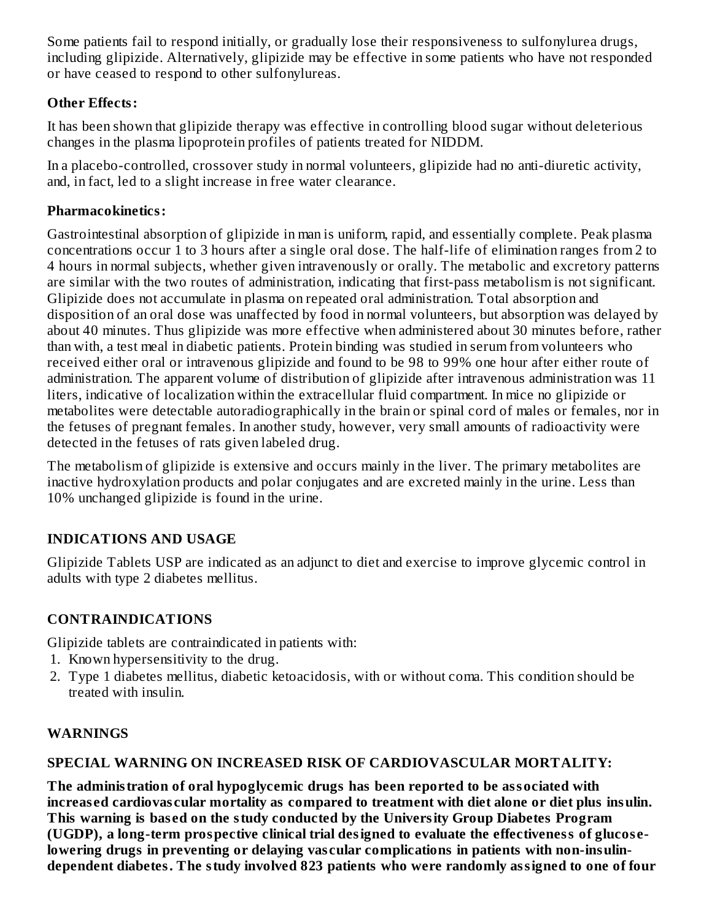Some patients fail to respond initially, or gradually lose their responsiveness to sulfonylurea drugs, including glipizide. Alternatively, glipizide may be effective in some patients who have not responded or have ceased to respond to other sulfonylureas.

**Other Effects:**

It has been shown that glipizide therapy was effective in controlling blood sugar without deleterious changes in the plasma lipoprotein profiles of patients treated for NIDDM.

In a placebo-controlled, crossover study in normal volunteers, glipizide had no anti-diuretic activity, and, in fact, led to a slight increase in free water clearance.

**Pharmacokinetics:**

Gastrointestinal absorption of glipizide in man is uniform, rapid, and essentially complete. Peak plasma concentrations occur 1 to 3 hours after a single oral dose. The half-life of elimination ranges from 2 to 4 hours in normal subjects, whether given intravenously or orally. The metabolic and excretory patterns are similar with the two routes of administration, indicating that first-pass metabolism is not significant. Glipizide does not accumulate in plasma on repeated oral administration. Total absorption and disposition of an oral dose was unaffected by food in normal volunteers, but absorption was delayed by about 40 minutes. Thus glipizide was more effective when administered about 30 minutes before, rather than with, a test meal in diabetic patients. Protein binding was studied in serum from volunteers who received either oral or intravenous glipizide and found to be 98 to 99% one hour after either route of administration. The apparent volume of distribution of glipizide after intravenous administration was 11 liters, indicative of localization within the extracellular fluid compartment. In mice no glipizide or metabolites were detectable autoradiographically in the brain or spinal cord of males or females, nor in the fetuses of pregnant females. In another study, however, very small amounts of radioactivity were detected in the fetuses of rats given labeled drug.

The metabolism of glipizide is extensive and occurs mainly in the liver. The primary metabolites are inactive hydroxylation products and polar conjugates and are excreted mainly in the urine. Less than 10% unchanged glipizide is found in the urine.

## INDICATIONS AND USAGE

Glipizide Tablets USP are indicated as an adjunct to diet and exercise to improve glycemic control in adults with type 2 diabetes mellitus.

## CONTRAINDICATIONS

Glipizide tablets are contraindicated in patients with:

1. Known hypersensitivity to the drug.
2. Type 1 diabetes mellitus, diabetic ketoacidosis, with or without coma. This condition should be treated with insulin.

## WARNINGS

### SPECIAL WARNING ON INCREASED RISK OF CARDIOVASCULAR MORTALITY:

**The administration of oral hypoglycemic drugs has been reported to be associated with increased cardiovascular mortality as compared to treatment with diet alone or diet plus insulin. This warning is based on the study conducted by the University Group Diabetes Program (UGDP), a long-term prospective clinical trial designed to evaluate the effectiveness of glucose-lowering drugs in preventing or delaying vascular complications in patients with non-insulin-dependent diabetes. The study involved 823 patients who were randomly assigned to one of four**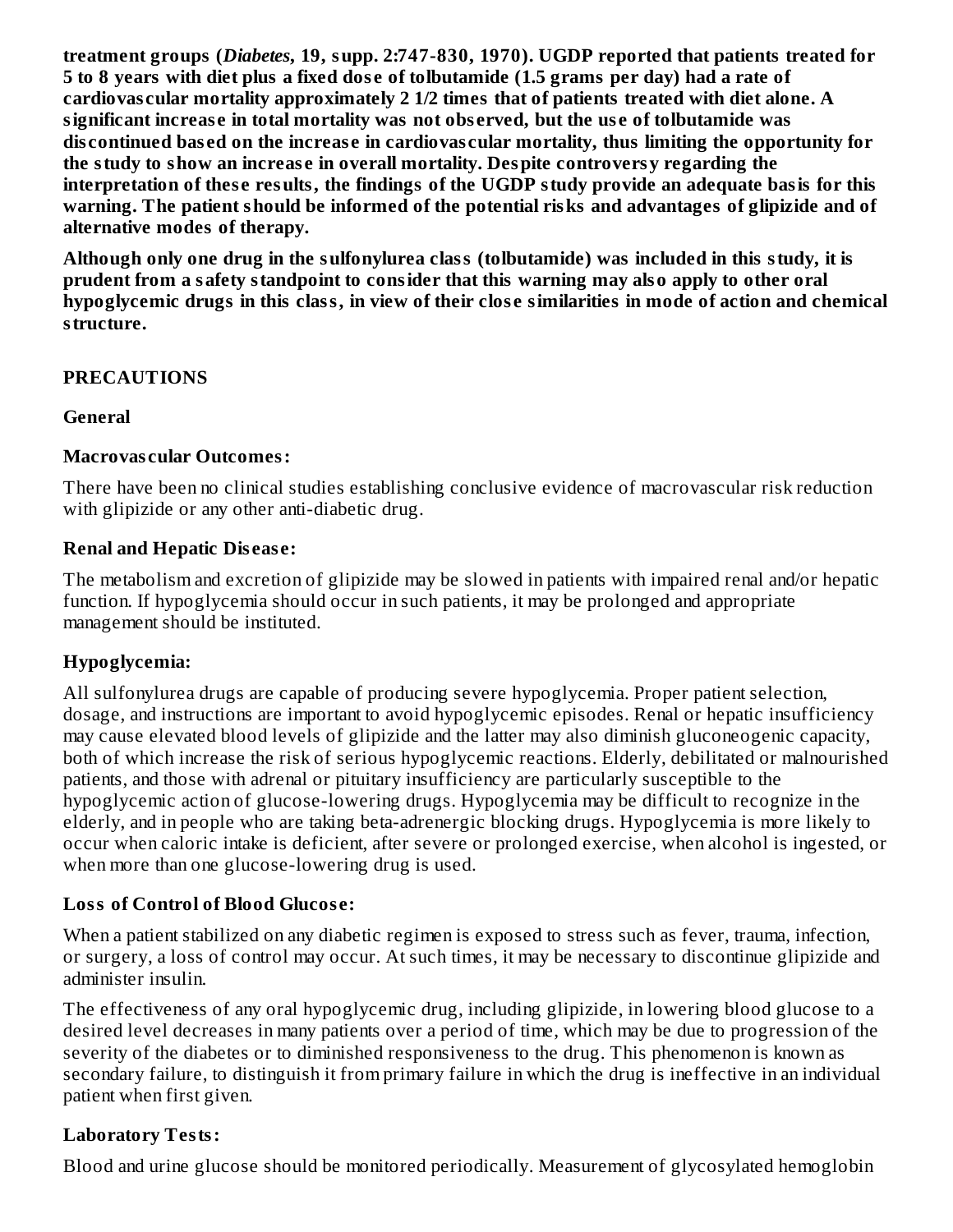**treatment groups (*Diabetes*, 19, supp. 2:747-830, 1970). UGDP reported that patients treated for 5 to 8 years with diet plus a fixed dose of tolbutamide (1.5 grams per day) had a rate of cardiovascular mortality approximately 2 1/2 times that of patients treated with diet alone. A significant increase in total mortality was not observed, but the use of tolbutamide was discontinued based on the increase in cardiovascular mortality, thus limiting the opportunity for the study to show an increase in overall mortality. Despite controversy regarding the interpretation of these results, the findings of the UGDP study provide an adequate basis for this warning. The patient should be informed of the potential risks and advantages of glipizide and of alternative modes of therapy.**

**Although only one drug in the sulfonylurea class (tolbutamide) was included in this study, it is prudent from a safety standpoint to consider that this warning may also apply to other oral hypoglycemic drugs in this class, in view of their close similarities in mode of action and chemical structure.**

## PRECAUTIONS

### General

**Macrovascular Outcomes:**

There have been no clinical studies establishing conclusive evidence of macrovascular risk reduction with glipizide or any other anti-diabetic drug.

**Renal and Hepatic Disease:**

The metabolism and excretion of glipizide may be slowed in patients with impaired renal and/or hepatic function. If hypoglycemia should occur in such patients, it may be prolonged and appropriate management should be instituted.

**Hypoglycemia:**

All sulfonylurea drugs are capable of producing severe hypoglycemia. Proper patient selection, dosage, and instructions are important to avoid hypoglycemic episodes. Renal or hepatic insufficiency may cause elevated blood levels of glipizide and the latter may also diminish gluconeogenic capacity, both of which increase the risk of serious hypoglycemic reactions. Elderly, debilitated or malnourished patients, and those with adrenal or pituitary insufficiency are particularly susceptible to the hypoglycemic action of glucose-lowering drugs. Hypoglycemia may be difficult to recognize in the elderly, and in people who are taking beta-adrenergic blocking drugs. Hypoglycemia is more likely to occur when caloric intake is deficient, after severe or prolonged exercise, when alcohol is ingested, or when more than one glucose-lowering drug is used.

**Loss of Control of Blood Glucose:**

When a patient stabilized on any diabetic regimen is exposed to stress such as fever, trauma, infection, or surgery, a loss of control may occur. At such times, it may be necessary to discontinue glipizide and administer insulin.

The effectiveness of any oral hypoglycemic drug, including glipizide, in lowering blood glucose to a desired level decreases in many patients over a period of time, which may be due to progression of the severity of the diabetes or to diminished responsiveness to the drug. This phenomenon is known as secondary failure, to distinguish it from primary failure in which the drug is ineffective in an individual patient when first given.

**Laboratory Tests:**

Blood and urine glucose should be monitored periodically. Measurement of glycosylated hemoglobin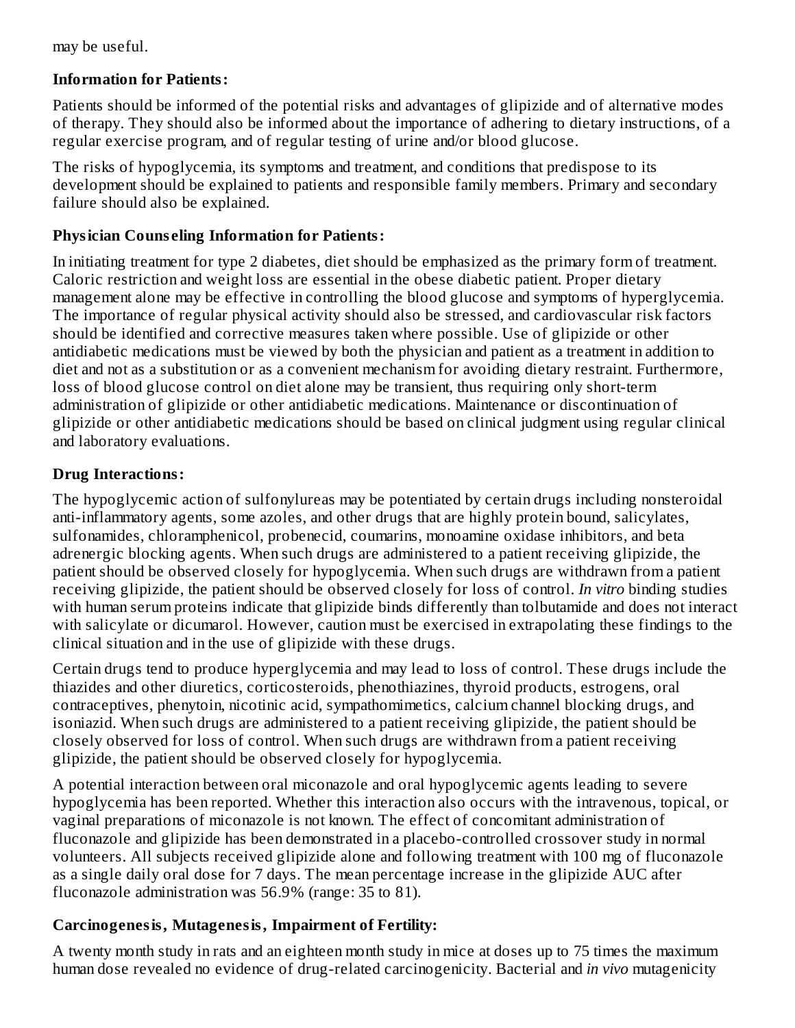may be useful.

**Information for Patients:**

Patients should be informed of the potential risks and advantages of glipizide and of alternative modes of therapy. They should also be informed about the importance of adhering to dietary instructions, of a regular exercise program, and of regular testing of urine and/or blood glucose.

The risks of hypoglycemia, its symptoms and treatment, and conditions that predispose to its development should be explained to patients and responsible family members. Primary and secondary failure should also be explained.

**Physician Counseling Information for Patients:**

In initiating treatment for type 2 diabetes, diet should be emphasized as the primary form of treatment. Caloric restriction and weight loss are essential in the obese diabetic patient. Proper dietary management alone may be effective in controlling the blood glucose and symptoms of hyperglycemia. The importance of regular physical activity should also be stressed, and cardiovascular risk factors should be identified and corrective measures taken where possible. Use of glipizide or other antidiabetic medications must be viewed by both the physician and patient as a treatment in addition to diet and not as a substitution or as a convenient mechanism for avoiding dietary restraint. Furthermore, loss of blood glucose control on diet alone may be transient, thus requiring only short-term administration of glipizide or other antidiabetic medications. Maintenance or discontinuation of glipizide or other antidiabetic medications should be based on clinical judgment using regular clinical and laboratory evaluations.

**Drug Interactions:**

The hypoglycemic action of sulfonylureas may be potentiated by certain drugs including nonsteroidal anti-inflammatory agents, some azoles, and other drugs that are highly protein bound, salicylates, sulfonamides, chloramphenicol, probenecid, coumarins, monoamine oxidase inhibitors, and beta adrenergic blocking agents. When such drugs are administered to a patient receiving glipizide, the patient should be observed closely for hypoglycemia. When such drugs are withdrawn from a patient receiving glipizide, the patient should be observed closely for loss of control. *In vitro* binding studies with human serum proteins indicate that glipizide binds differently than tolbutamide and does not interact with salicylate or dicumarol. However, caution must be exercised in extrapolating these findings to the clinical situation and in the use of glipizide with these drugs.

Certain drugs tend to produce hyperglycemia and may lead to loss of control. These drugs include the thiazides and other diuretics, corticosteroids, phenothiazines, thyroid products, estrogens, oral contraceptives, phenytoin, nicotinic acid, sympathomimetics, calcium channel blocking drugs, and isoniazid. When such drugs are administered to a patient receiving glipizide, the patient should be closely observed for loss of control. When such drugs are withdrawn from a patient receiving glipizide, the patient should be observed closely for hypoglycemia.

A potential interaction between oral miconazole and oral hypoglycemic agents leading to severe hypoglycemia has been reported. Whether this interaction also occurs with the intravenous, topical, or vaginal preparations of miconazole is not known. The effect of concomitant administration of fluconazole and glipizide has been demonstrated in a placebo-controlled crossover study in normal volunteers. All subjects received glipizide alone and following treatment with 100 mg of fluconazole as a single daily oral dose for 7 days. The mean percentage increase in the glipizide AUC after fluconazole administration was 56.9% (range: 35 to 81).

**Carcinogenesis, Mutagenesis, Impairment of Fertility:**

A twenty month study in rats and an eighteen month study in mice at doses up to 75 times the maximum human dose revealed no evidence of drug-related carcinogenicity. Bacterial and *in vivo* mutagenicity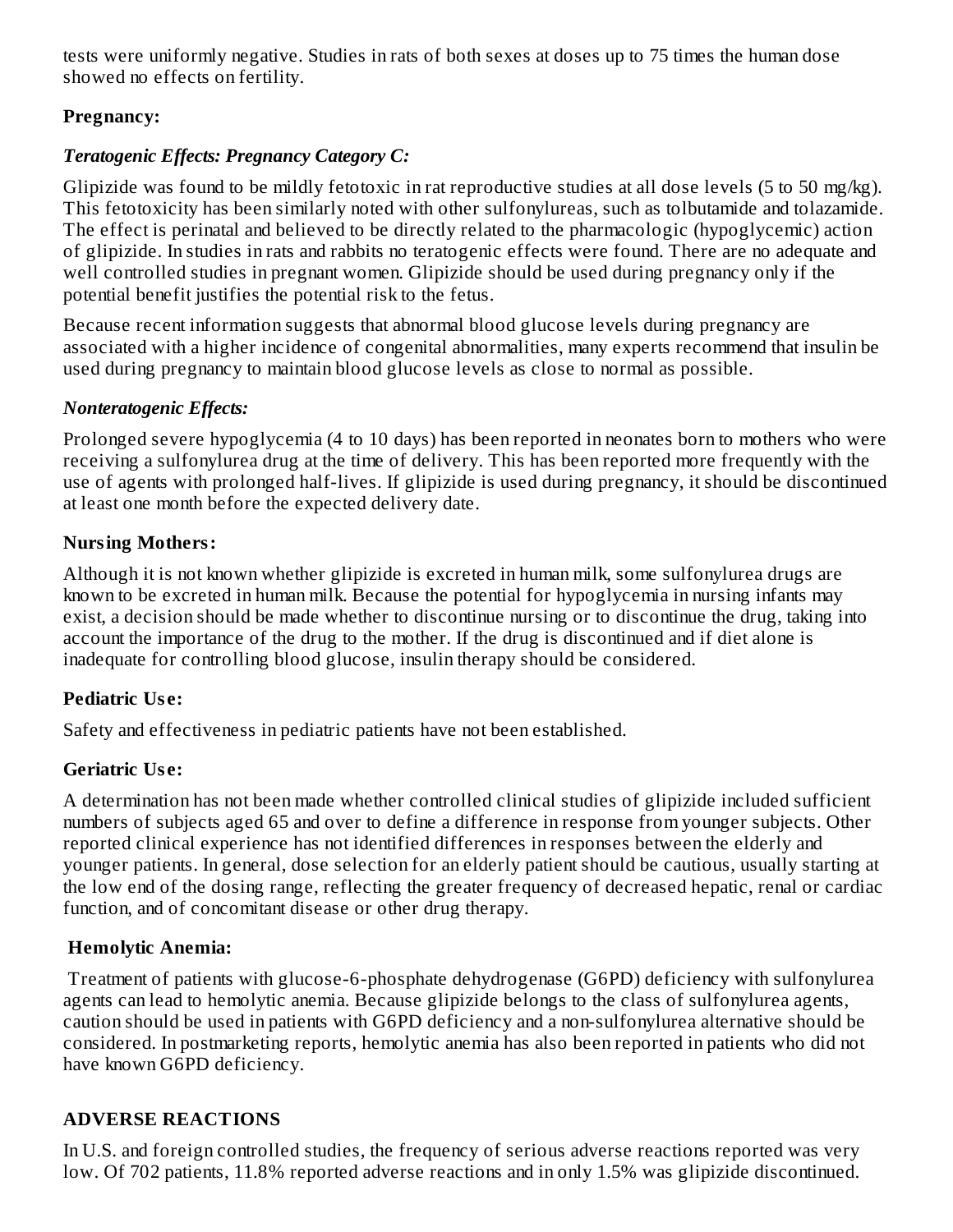tests were uniformly negative. Studies in rats of both sexes at doses up to 75 times the human dose showed no effects on fertility.

**Pregnancy:**

***Teratogenic Effects: Pregnancy Category C:***

Glipizide was found to be mildly fetotoxic in rat reproductive studies at all dose levels (5 to 50 mg/kg). This fetotoxicity has been similarly noted with other sulfonylureas, such as tolbutamide and tolazamide. The effect is perinatal and believed to be directly related to the pharmacologic (hypoglycemic) action of glipizide. In studies in rats and rabbits no teratogenic effects were found. There are no adequate and well controlled studies in pregnant women. Glipizide should be used during pregnancy only if the potential benefit justifies the potential risk to the fetus.

Because recent information suggests that abnormal blood glucose levels during pregnancy are associated with a higher incidence of congenital abnormalities, many experts recommend that insulin be used during pregnancy to maintain blood glucose levels as close to normal as possible.

***Nonteratogenic Effects:***

Prolonged severe hypoglycemia (4 to 10 days) has been reported in neonates born to mothers who were receiving a sulfonylurea drug at the time of delivery. This has been reported more frequently with the use of agents with prolonged half-lives. If glipizide is used during pregnancy, it should be discontinued at least one month before the expected delivery date.

**Nursing Mothers:**

Although it is not known whether glipizide is excreted in human milk, some sulfonylurea drugs are known to be excreted in human milk. Because the potential for hypoglycemia in nursing infants may exist, a decision should be made whether to discontinue nursing or to discontinue the drug, taking into account the importance of the drug to the mother. If the drug is discontinued and if diet alone is inadequate for controlling blood glucose, insulin therapy should be considered.

**Pediatric Use:**

Safety and effectiveness in pediatric patients have not been established.

**Geriatric Use:**

A determination has not been made whether controlled clinical studies of glipizide included sufficient numbers of subjects aged 65 and over to define a difference in response from younger subjects. Other reported clinical experience has not identified differences in responses between the elderly and younger patients. In general, dose selection for an elderly patient should be cautious, usually starting at the low end of the dosing range, reflecting the greater frequency of decreased hepatic, renal or cardiac function, and of concomitant disease or other drug therapy.

**Hemolytic Anemia:**

Treatment of patients with glucose-6-phosphate dehydrogenase (G6PD) deficiency with sulfonylurea agents can lead to hemolytic anemia. Because glipizide belongs to the class of sulfonylurea agents, caution should be used in patients with G6PD deficiency and a non-sulfonylurea alternative should be considered. In postmarketing reports, hemolytic anemia has also been reported in patients who did not have known G6PD deficiency.

## ADVERSE REACTIONS

In U.S. and foreign controlled studies, the frequency of serious adverse reactions reported was very low. Of 702 patients, 11.8% reported adverse reactions and in only 1.5% was glipizide discontinued.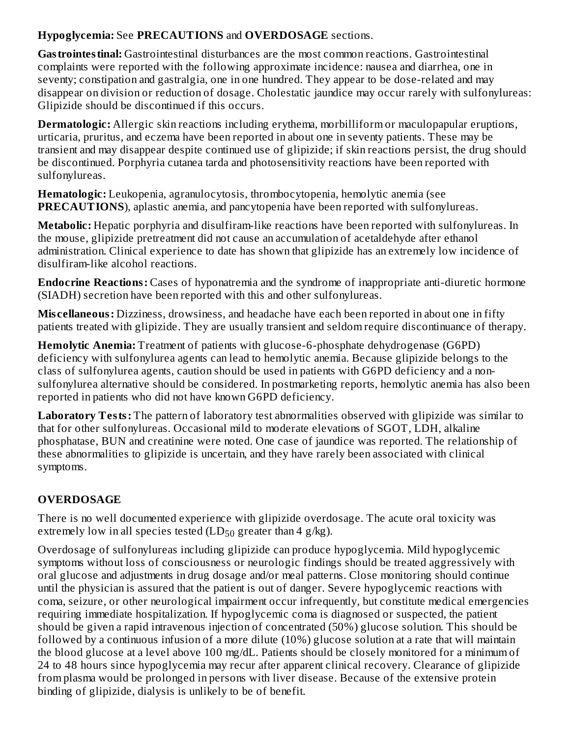**Hypoglycemia:** See **PRECAUTIONS** and **OVERDOSAGE** sections.

**Gastrointestinal:** Gastrointestinal disturbances are the most common reactions. Gastrointestinal complaints were reported with the following approximate incidence: nausea and diarrhea, one in seventy; constipation and gastralgia, one in one hundred. They appear to be dose-related and may disappear on division or reduction of dosage. Cholestatic jaundice may occur rarely with sulfonylureas: Glipizide should be discontinued if this occurs.

**Dermatologic:** Allergic skin reactions including erythema, morbilliform or maculopapular eruptions, urticaria, pruritus, and eczema have been reported in about one in seventy patients. These may be transient and may disappear despite continued use of glipizide; if skin reactions persist, the drug should be discontinued. Porphyria cutanea tarda and photosensitivity reactions have been reported with sulfonylureas.

**Hematologic:** Leukopenia, agranulocytosis, thrombocytopenia, hemolytic anemia (see **PRECAUTIONS**), aplastic anemia, and pancytopenia have been reported with sulfonylureas.

**Metabolic:** Hepatic porphyria and disulfiram-like reactions have been reported with sulfonylureas. In the mouse, glipizide pretreatment did not cause an accumulation of acetaldehyde after ethanol administration. Clinical experience to date has shown that glipizide has an extremely low incidence of disulfiram-like alcohol reactions.

**Endocrine Reactions:** Cases of hyponatremia and the syndrome of inappropriate anti-diuretic hormone (SIADH) secretion have been reported with this and other sulfonylureas.

**Miscellaneous:** Dizziness, drowsiness, and headache have each been reported in about one in fifty patients treated with glipizide. They are usually transient and seldom require discontinuance of therapy.

**Hemolytic Anemia:** Treatment of patients with glucose-6-phosphate dehydrogenase (G6PD) deficiency with sulfonylurea agents can lead to hemolytic anemia. Because glipizide belongs to the class of sulfonylurea agents, caution should be used in patients with G6PD deficiency and a non-sulfonylurea alternative should be considered. In postmarketing reports, hemolytic anemia has also been reported in patients who did not have known G6PD deficiency.

**Laboratory Tests:** The pattern of laboratory test abnormalities observed with glipizide was similar to that for other sulfonylureas. Occasional mild to moderate elevations of SGOT, LDH, alkaline phosphatase, BUN and creatinine were noted. One case of jaundice was reported. The relationship of these abnormalities to glipizide is uncertain, and they have rarely been associated with clinical symptoms.

## OVERDOSAGE

There is no well documented experience with glipizide overdosage. The acute oral toxicity was extremely low in all species tested ($LD_{50}$ greater than 4 g/kg).

Overdosage of sulfonylureas including glipizide can produce hypoglycemia. Mild hypoglycemic symptoms without loss of consciousness or neurologic findings should be treated aggressively with oral glucose and adjustments in drug dosage and/or meal patterns. Close monitoring should continue until the physician is assured that the patient is out of danger. Severe hypoglycemic reactions with coma, seizure, or other neurological impairment occur infrequently, but constitute medical emergencies requiring immediate hospitalization. If hypoglycemic coma is diagnosed or suspected, the patient should be given a rapid intravenous injection of concentrated (50%) glucose solution. This should be followed by a continuous infusion of a more dilute (10%) glucose solution at a rate that will maintain the blood glucose at a level above 100 mg/dL. Patients should be closely monitored for a minimum of 24 to 48 hours since hypoglycemia may recur after apparent clinical recovery. Clearance of glipizide from plasma would be prolonged in persons with liver disease. Because of the extensive protein binding of glipizide, dialysis is unlikely to be of benefit.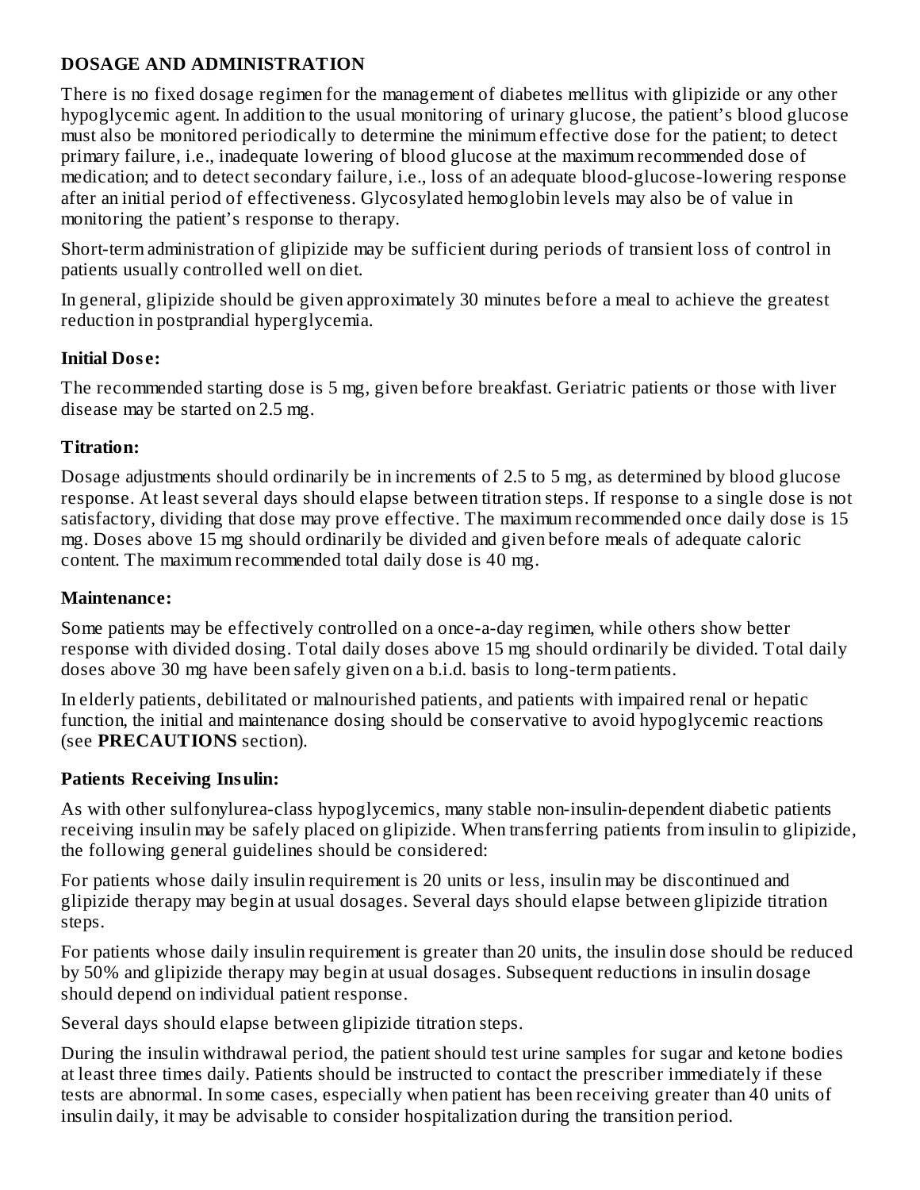## DOSAGE AND ADMINISTRATION

There is no fixed dosage regimen for the management of diabetes mellitus with glipizide or any other hypoglycemic agent. In addition to the usual monitoring of urinary glucose, the patient's blood glucose must also be monitored periodically to determine the minimum effective dose for the patient; to detect primary failure, i.e., inadequate lowering of blood glucose at the maximum recommended dose of medication; and to detect secondary failure, i.e., loss of an adequate blood-glucose-lowering response after an initial period of effectiveness. Glycosylated hemoglobin levels may also be of value in monitoring the patient's response to therapy.

Short-term administration of glipizide may be sufficient during periods of transient loss of control in patients usually controlled well on diet.

In general, glipizide should be given approximately 30 minutes before a meal to achieve the greatest reduction in postprandial hyperglycemia.

### Initial Dose:

The recommended starting dose is 5 mg, given before breakfast. Geriatric patients or those with liver disease may be started on 2.5 mg.

### Titration:

Dosage adjustments should ordinarily be in increments of 2.5 to 5 mg, as determined by blood glucose response. At least several days should elapse between titration steps. If response to a single dose is not satisfactory, dividing that dose may prove effective. The maximum recommended once daily dose is 15 mg. Doses above 15 mg should ordinarily be divided and given before meals of adequate caloric content. The maximum recommended total daily dose is 40 mg.

### Maintenance:

Some patients may be effectively controlled on a once-a-day regimen, while others show better response with divided dosing. Total daily doses above 15 mg should ordinarily be divided. Total daily doses above 30 mg have been safely given on a b.i.d. basis to long-term patients.

In elderly patients, debilitated or malnourished patients, and patients with impaired renal or hepatic function, the initial and maintenance dosing should be conservative to avoid hypoglycemic reactions (see **PRECAUTIONS** section).

### Patients Receiving Insulin:

As with other sulfonylurea-class hypoglycemics, many stable non-insulin-dependent diabetic patients receiving insulin may be safely placed on glipizide. When transferring patients from insulin to glipizide, the following general guidelines should be considered:

For patients whose daily insulin requirement is 20 units or less, insulin may be discontinued and glipizide therapy may begin at usual dosages. Several days should elapse between glipizide titration steps.

For patients whose daily insulin requirement is greater than 20 units, the insulin dose should be reduced by 50% and glipizide therapy may begin at usual dosages. Subsequent reductions in insulin dosage should depend on individual patient response.

Several days should elapse between glipizide titration steps.

During the insulin withdrawal period, the patient should test urine samples for sugar and ketone bodies at least three times daily. Patients should be instructed to contact the prescriber immediately if these tests are abnormal. In some cases, especially when patient has been receiving greater than 40 units of insulin daily, it may be advisable to consider hospitalization during the transition period.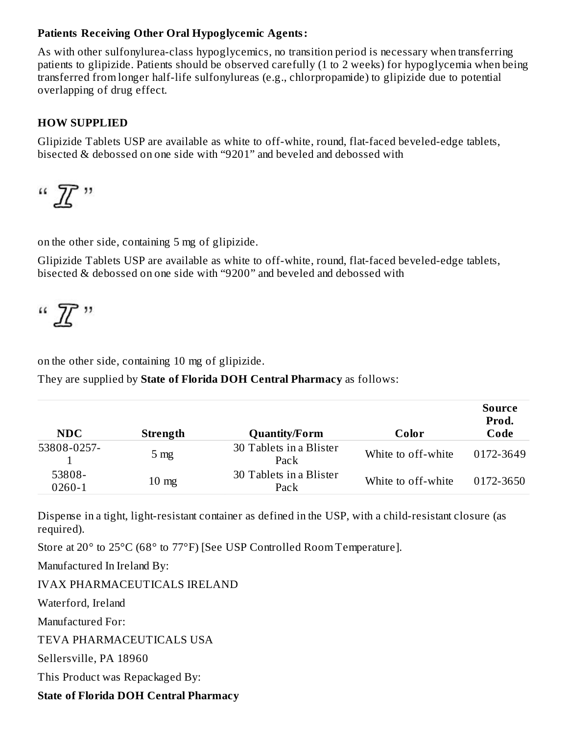**Patients Receiving Other Oral Hypoglycemic Agents:**

As with other sulfonylurea-class hypoglycemics, no transition period is necessary when transferring patients to glipizide. Patients should be observed carefully (1 to 2 weeks) for hypoglycemia when being transferred from longer half-life sulfonylureas (e.g., chlorpropamide) to glipizide due to potential overlapping of drug effect.

## HOW SUPPLIED

Glipizide Tablets USP are available as white to off-white, round, flat-faced beveled-edge tablets, bisected & debossed on one side with "9201" and beveled and debossed with

" I "

on the other side, containing 5 mg of glipizide.

Glipizide Tablets USP are available as white to off-white, round, flat-faced beveled-edge tablets, bisected & debossed on one side with "9200" and beveled and debossed with

" I "

on the other side, containing 10 mg of glipizide.

They are supplied by **State of Florida DOH Central Pharmacy** as follows:

| NDC | Strength | Quantity/Form | Color | Source Prod. Code |
|---|---|---|---|---|
| 53808-0257-1 | 5 mg | 30 Tablets in a Blister Pack | White to off-white | 0172-3649 |
| 53808-0260-1 | 10 mg | 30 Tablets in a Blister Pack | White to off-white | 0172-3650 |

Dispense in a tight, light-resistant container as defined in the USP, with a child-resistant closure (as required).

Store at 20° to 25°C (68° to 77°F) [See USP Controlled Room Temperature].

Manufactured In Ireland By:

IVAX PHARMACEUTICALS IRELAND

Waterford, Ireland

Manufactured For:

TEVA PHARMACEUTICALS USA

Sellersville, PA 18960

This Product was Repackaged By:

**State of Florida DOH Central Pharmacy**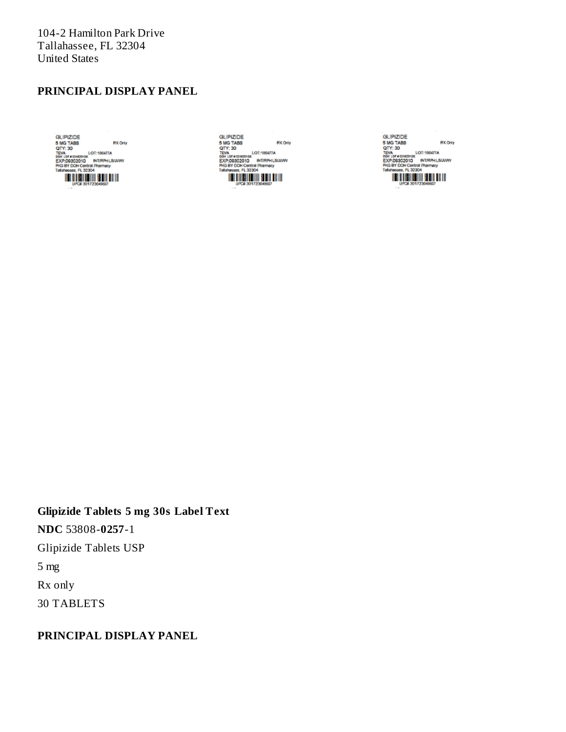104-2 Hamilton Park Drive
Tallahassee, FL 32304
United States

## PRINCIPAL DISPLAY PANEL

GLIPIZIDE
5 MG TABS RX Only
QTY: 30
TEVA LOT:186477A
DOH LOT # 03162015K
EXP:09302010 INT/RPH:LS/JWW
PKG BY DOH Central Pharmacy
Tallahassee, FL 32304
UPC# 301723649607

GLIPIZIDE
5 MG TABS RX Only
QTY: 30
TEVA LOT:186477A
DOH LOT # 03162015K
EXP:09302010 INT/RPH:LS/JWW
PKG BY DOH Central Pharmacy
Tallahassee, FL 32304
UPC# 301723649607

GLIPIZIDE
5 MG TABS RX Only
QTY: 30
TEVA LOT:186477A
DOH LOT # 03162015K
EXP:09302010 INT/RPH:LS/JWW
PKG BY DOH Central Pharmacy
Tallahassee, FL 32304
UPC# 301723649607

**Glipizide Tablets 5 mg 30s Label Text**

**NDC** 53808-**0257**-1

Glipizide Tablets USP

5 mg

Rx only

30 TABLETS

## PRINCIPAL DISPLAY PANEL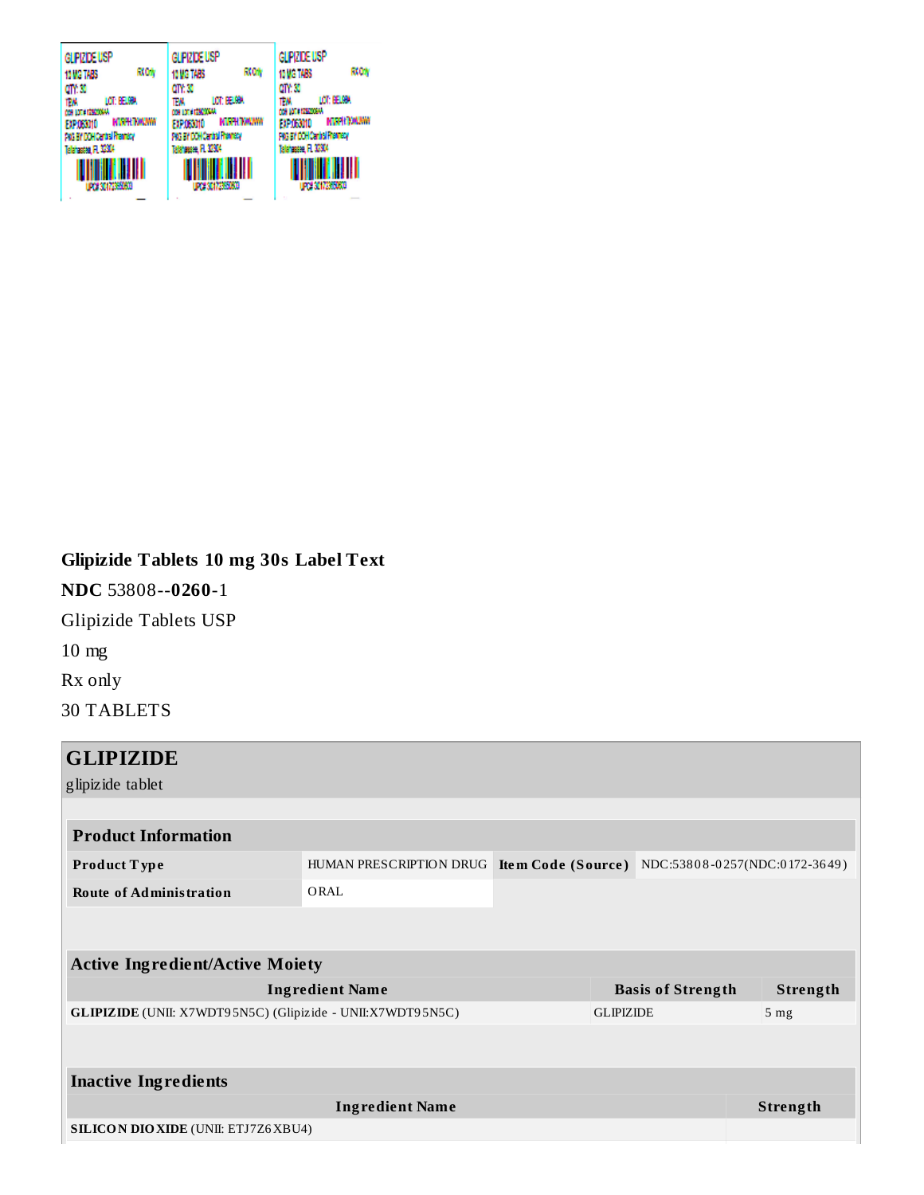**Glipizide Tablets 10 mg 30s Label Text**

**NDC** 53808-**0260**-1

Glipizide Tablets USP

10 mg

Rx only

30 TABLETS

| **GLIPIZIDE** | | | |
|---|---|---|---|
| glipizide tablet | | | |

| **Product Information** | | | |
|---|---|---|---|
| **Product Type** | HUMAN PRESCRIPTION DRUG | **Item Code (Source)** | NDC:53808-0257(NDC:0172-3649) |
| **Route of Administration** | ORAL | | |

| **Active Ingredient/Active Moiety** | | |
|---|---|---|
| **Ingredient Name** | **Basis of Strength** | **Strength** |
| **GLIPIZIDE** (UNII: X7WDT95N5C) (Glipizide - UNII:X7WDT95N5C) | GLIPIZIDE | 5 mg |

| **Inactive Ingredients** | |
|---|---|
| **Ingredient Name** | **Strength** |
| **SILICON DIOXIDE** (UNII: ETJ7Z6XBU4) | |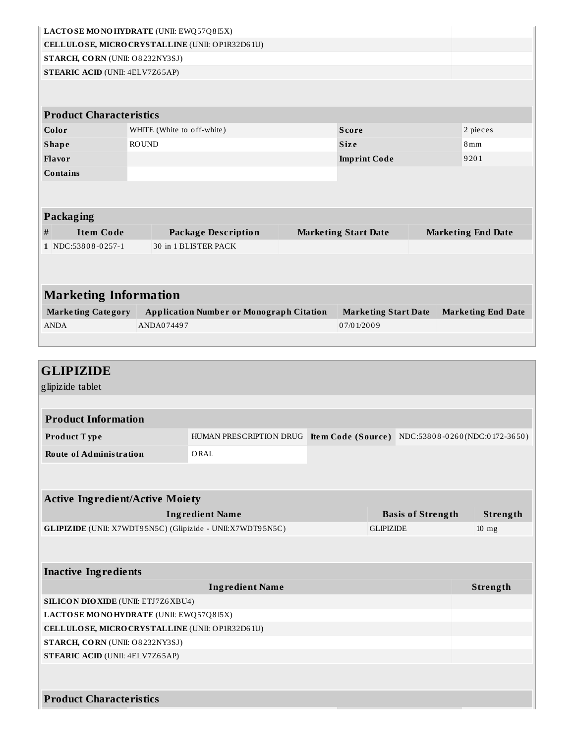| | |
|---|---|
| **LACTOSE MONOHYDRATE** (UNII: EWQ57Q8I5X) | |
| **CELLULOSE, MICROCRYSTALLINE** (UNII: OP1R32D61U) | |
| **STARCH, CORN** (UNII: O8232NY3SJ) | |
| **STEARIC ACID** (UNII: 4ELV7Z65AP) | |

| Product Characteristics | | | |
|---|---|---|---|
| **Color** | WHITE (White to off-white) | **Score** | 2 pieces |
| **Shape** | ROUND | **Size** | 8mm |
| **Flavor** | | **Imprint Code** | 9201 |
| **Contains** | | | |

| Packaging | | | | |
|---|---|---|---|---|
| **#** | **Item Code** | **Package Description** | **Marketing Start Date** | **Marketing End Date** |
| **1** | NDC:53808-0257-1 | 30 in 1 BLISTER PACK | | |

## Marketing Information

| Marketing Category | Application Number or Monograph Citation | Marketing Start Date | Marketing End Date |
|---|---|---|---|
| ANDA | ANDA074497 | 07/01/2009 | |

## GLIPIZIDE

glipizide tablet

| Product Information | | | |
|---|---|---|---|
| **Product Type** | HUMAN PRESCRIPTION DRUG | **Item Code (Source)** | NDC:53808-0260(NDC:0172-3650) |
| **Route of Administration** | ORAL | | |

| Active Ingredient/Active Moiety | | |
|---|---|---|
| **Ingredient Name** | **Basis of Strength** | **Strength** |
| **GLIPIZIDE** (UNII: X7WDT95N5C) (Glipizide - UNII:X7WDT95N5C) | GLIPIZIDE | 10 mg |

| Inactive Ingredients | |
|---|---|
| **Ingredient Name** | **Strength** |
| **SILICON DIOXIDE** (UNII: ETJ7Z6XBU4) | |
| **LACTOSE MONOHYDRATE** (UNII: EWQ57Q8I5X) | |
| **CELLULOSE, MICROCRYSTALLINE** (UNII: OP1R32D61U) | |
| **STARCH, CORN** (UNII: O8232NY3SJ) | |
| **STEARIC ACID** (UNII: 4ELV7Z65AP) | |

**Product Characteristics**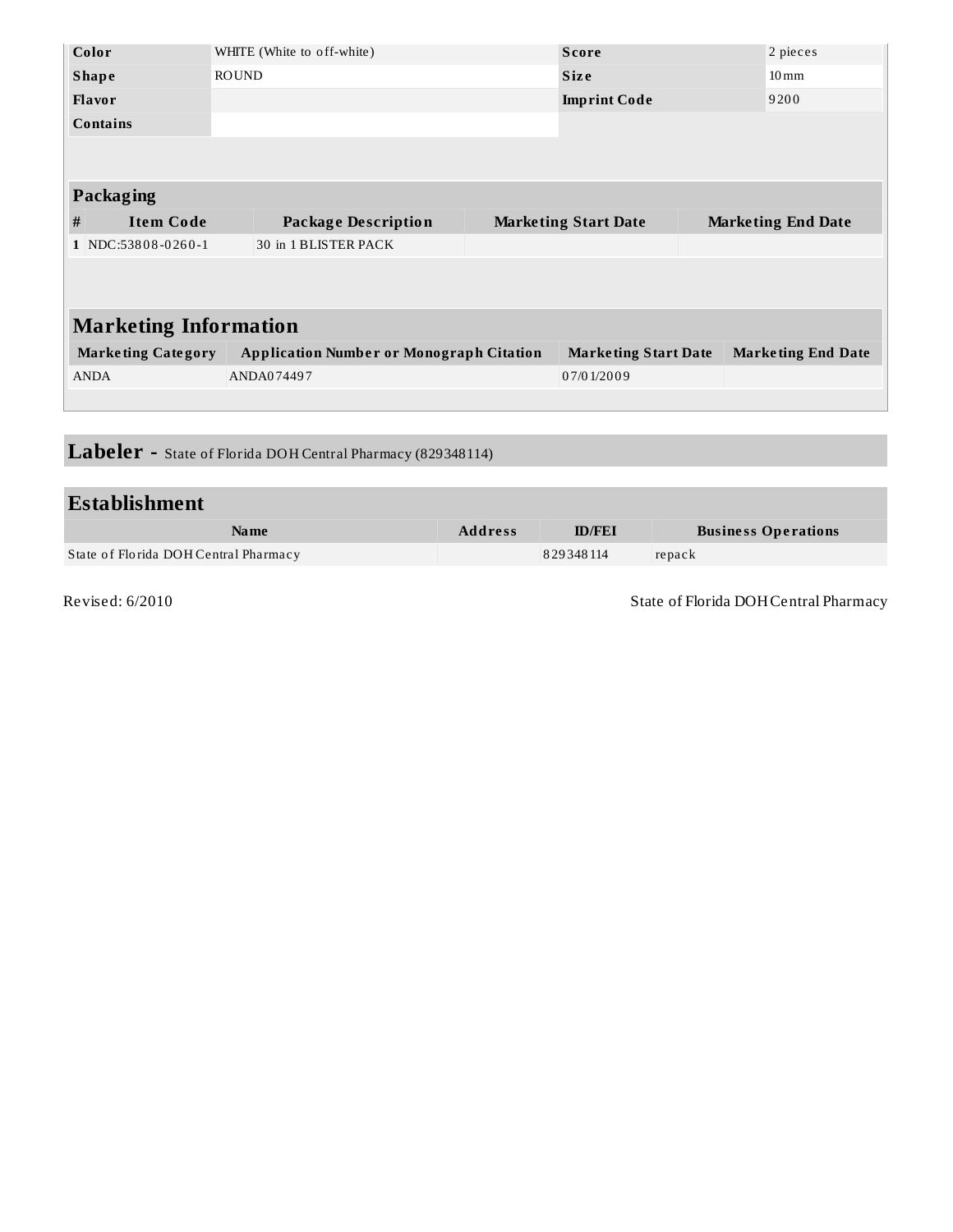| | | | |
|---|---|---|---|
| **Color** | WHITE (White to off-white) | **Score** | 2 pieces |
| **Shape** | ROUND | **Size** | 10mm |
| **Flavor** | | **Imprint Code** | 9200 |
| **Contains** | | | |

## Packaging

| # | Item Code | Package Description | Marketing Start Date | Marketing End Date |
|---|---|---|---|---|
| 1 | NDC:53808-0260-1 | 30 in 1 BLISTER PACK | | |

## Marketing Information

| Marketing Category | Application Number or Monograph Citation | Marketing Start Date | Marketing End Date |
|---|---|---|---|
| ANDA | ANDA074497 | 07/01/2009 | |

## Labeler - State of Florida DOH Central Pharmacy (829348114)

## Establishment

| Name | Address | ID/FEI | Business Operations |
|---|---|---|---|
| State of Florida DOH Central Pharmacy | | 829348114 | repack |

Revised: 6/2010

State of Florida DOH Central Pharmacy